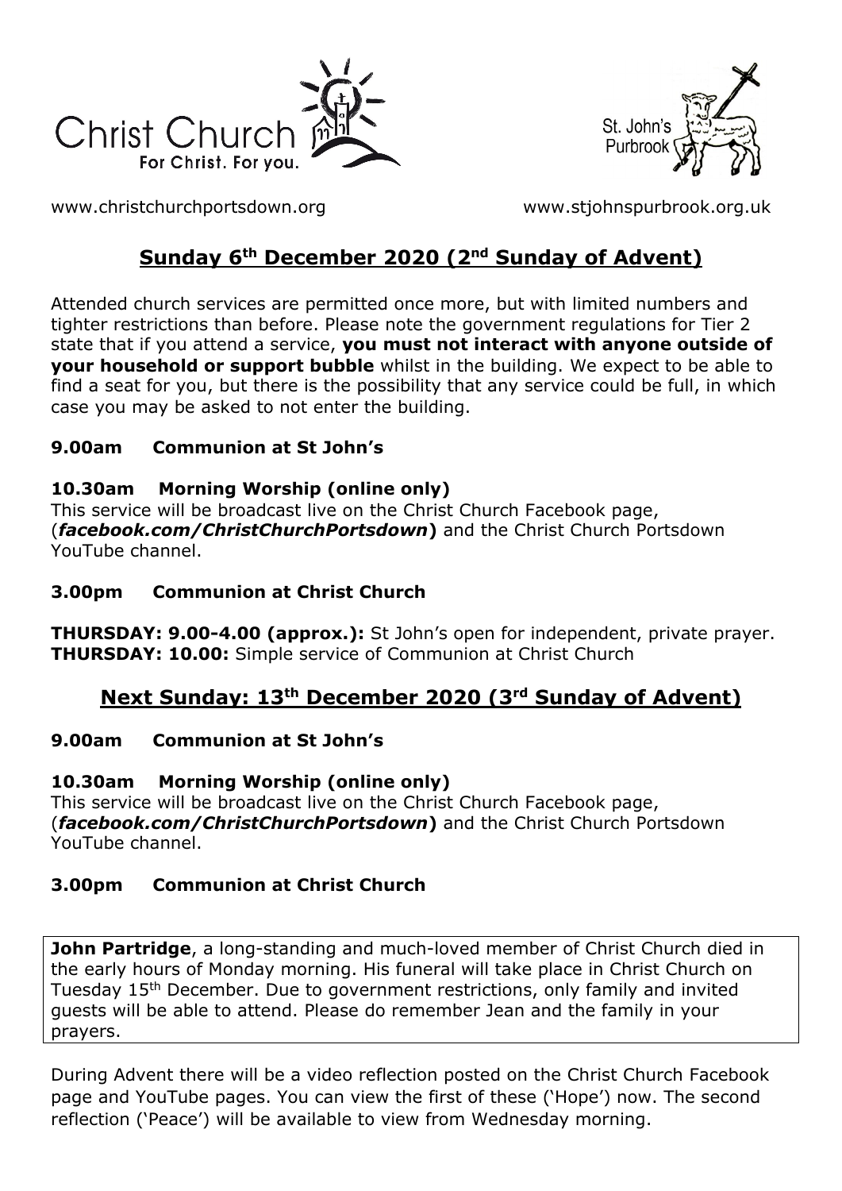www.christchurchportsdown.org www.stjohnspurbrook.org.uk

## Sunday 6th December 2020 (2nd Sunday of Advent)

Attended church services are permitted once more, but with limited numbers and tighter restrictions than before. Please note the government regulations for Tier 2 state that if you attend a service, **you must not interact with anyone outside of your household or support bubble** whilst in the building. We expect to be able to find a seat for you, but there is the possibility that any service could be full, in which case you may be asked to not enter the building.

**9.00am Communion at St John's**

**10.30am Morning Worship (online only)**
This service will be broadcast live on the Christ Church Facebook page, (***facebook.com/ChristChurchPortsdown***) and the Christ Church Portsdown YouTube channel.

**3.00pm Communion at Christ Church**

**THURSDAY: 9.00-4.00 (approx.):** St John's open for independent, private prayer.
**THURSDAY: 10.00:** Simple service of Communion at Christ Church

## Next Sunday: 13th December 2020 (3rd Sunday of Advent)

**9.00am Communion at St John's**

**10.30am Morning Worship (online only)**
This service will be broadcast live on the Christ Church Facebook page, (***facebook.com/ChristChurchPortsdown***) and the Christ Church Portsdown YouTube channel.

**3.00pm Communion at Christ Church**

**John Partridge**, a long-standing and much-loved member of Christ Church died in the early hours of Monday morning. His funeral will take place in Christ Church on Tuesday 15th December. Due to government restrictions, only family and invited guests will be able to attend. Please do remember Jean and the family in your prayers.

During Advent there will be a video reflection posted on the Christ Church Facebook page and YouTube pages. You can view the first of these ('Hope') now. The second reflection ('Peace') will be available to view from Wednesday morning.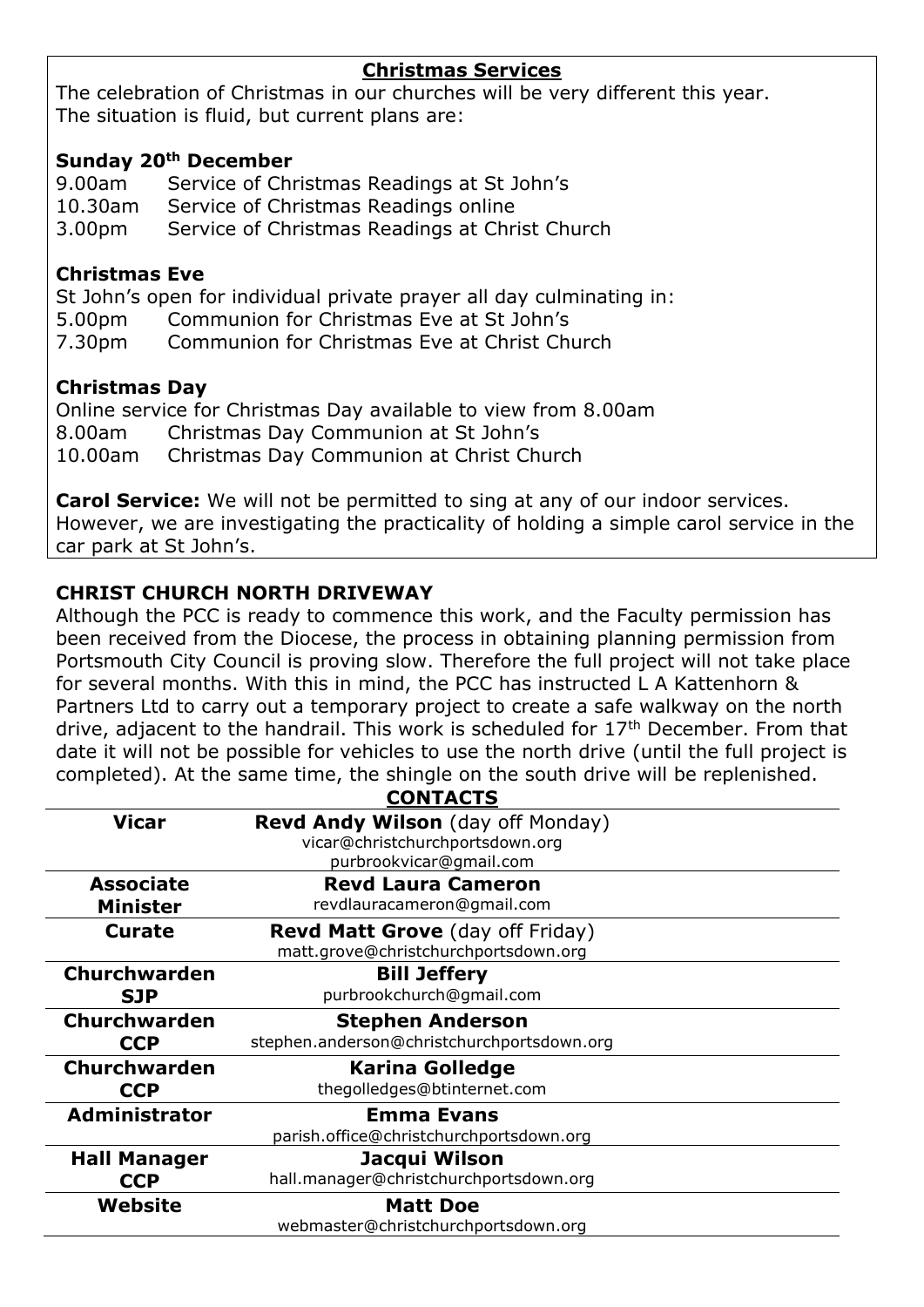## Christmas Services

The celebration of Christmas in our churches will be very different this year. The situation is fluid, but current plans are:

**Sunday 20th December**

9.00am Service of Christmas Readings at St John's
10.30am Service of Christmas Readings online
3.00pm Service of Christmas Readings at Christ Church

**Christmas Eve**

St John's open for individual private prayer all day culminating in:
5.00pm Communion for Christmas Eve at St John's
7.30pm Communion for Christmas Eve at Christ Church

**Christmas Day**

Online service for Christmas Day available to view from 8.00am
8.00am Christmas Day Communion at St John's
10.00am Christmas Day Communion at Christ Church

**Carol Service:** We will not be permitted to sing at any of our indoor services. However, we are investigating the practicality of holding a simple carol service in the car park at St John's.

## CHRIST CHURCH NORTH DRIVEWAY

Although the PCC is ready to commence this work, and the Faculty permission has been received from the Diocese, the process in obtaining planning permission from Portsmouth City Council is proving slow. Therefore the full project will not take place for several months. With this in mind, the PCC has instructed L A Kattenhorn & Partners Ltd to carry out a temporary project to create a safe walkway on the north drive, adjacent to the handrail. This work is scheduled for 17th December. From that date it will not be possible for vehicles to use the north drive (until the full project is completed). At the same time, the shingle on the south drive will be replenished.

## CONTACTS

| | |
|---|---|
| **Vicar** | **Revd Andy Wilson** (day off Monday)<br>vicar@christchurchportsdown.org<br>purbrookvicar@gmail.com |
| **Associate Minister** | **Revd Laura Cameron**<br>revdlauracameron@gmail.com |
| **Curate** | **Revd Matt Grove** (day off Friday)<br>matt.grove@christchurchportsdown.org |
| **Churchwarden SJP** | **Bill Jeffery**<br>purbrookchurch@gmail.com |
| **Churchwarden CCP** | **Stephen Anderson**<br>stephen.anderson@christchurchportsdown.org |
| **Churchwarden CCP** | **Karina Golledge**<br>thegolledges@btinternet.com |
| **Administrator** | **Emma Evans**<br>parish.office@christchurchportsdown.org |
| **Hall Manager CCP** | **Jacqui Wilson**<br>hall.manager@christchurchportsdown.org |
| **Website** | **Matt Doe**<br>webmaster@christchurchportsdown.org |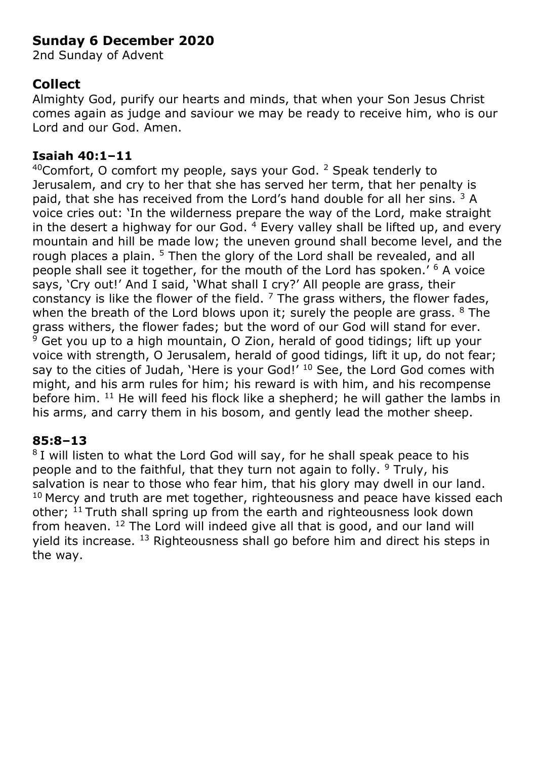## Sunday 6 December 2020

2nd Sunday of Advent

### Collect

Almighty God, purify our hearts and minds, that when your Son Jesus Christ comes again as judge and saviour we may be ready to receive him, who is our Lord and our God. Amen.

### Isaiah 40:1–11

[40]Comfort, O comfort my people, says your God. [2] Speak tenderly to Jerusalem, and cry to her that she has served her term, that her penalty is paid, that she has received from the Lord's hand double for all her sins. [3] A voice cries out: 'In the wilderness prepare the way of the Lord, make straight in the desert a highway for our God. [4] Every valley shall be lifted up, and every mountain and hill be made low; the uneven ground shall become level, and the rough places a plain. [5] Then the glory of the Lord shall be revealed, and all people shall see it together, for the mouth of the Lord has spoken.' [6] A voice says, 'Cry out!' And I said, 'What shall I cry?' All people are grass, their constancy is like the flower of the field. [7] The grass withers, the flower fades, when the breath of the Lord blows upon it; surely the people are grass. [8] The grass withers, the flower fades; but the word of our God will stand for ever. [9] Get you up to a high mountain, O Zion, herald of good tidings; lift up your voice with strength, O Jerusalem, herald of good tidings, lift it up, do not fear; say to the cities of Judah, 'Here is your God!' [10] See, the Lord God comes with might, and his arm rules for him; his reward is with him, and his recompense before him. [11] He will feed his flock like a shepherd; he will gather the lambs in his arms, and carry them in his bosom, and gently lead the mother sheep.

### 85:8–13

[8] I will listen to what the Lord God will say, for he shall speak peace to his people and to the faithful, that they turn not again to folly. [9] Truly, his salvation is near to those who fear him, that his glory may dwell in our land. [10] Mercy and truth are met together, righteousness and peace have kissed each other; [11] Truth shall spring up from the earth and righteousness look down from heaven. [12] The Lord will indeed give all that is good, and our land will yield its increase. [13] Righteousness shall go before him and direct his steps in the way.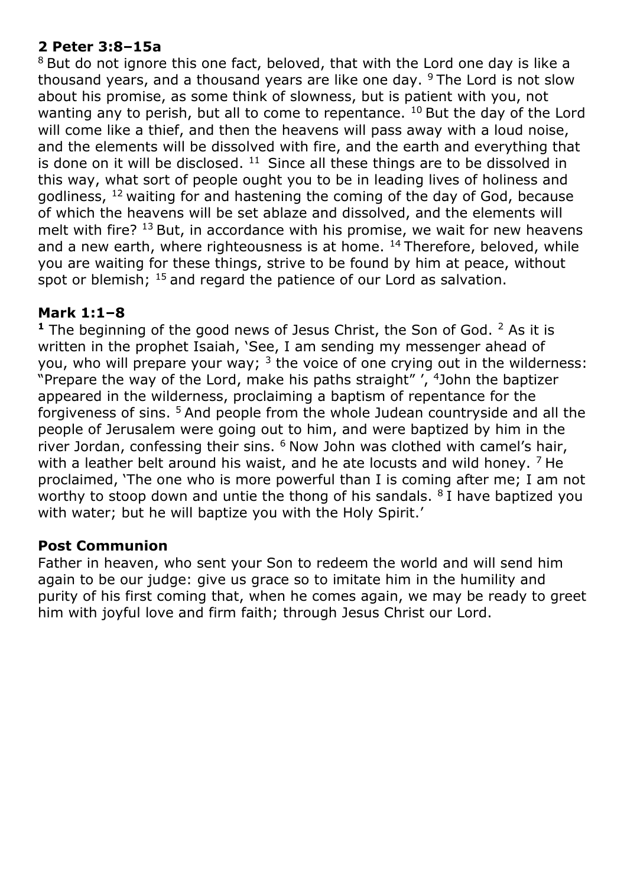## 2 Peter 3:8–15a

[8] But do not ignore this one fact, beloved, that with the Lord one day is like a thousand years, and a thousand years are like one day. [9] The Lord is not slow about his promise, as some think of slowness, but is patient with you, not wanting any to perish, but all to come to repentance. [10] But the day of the Lord will come like a thief, and then the heavens will pass away with a loud noise, and the elements will be dissolved with fire, and the earth and everything that is done on it will be disclosed. [11] Since all these things are to be dissolved in this way, what sort of people ought you to be in leading lives of holiness and godliness, [12] waiting for and hastening the coming of the day of God, because of which the heavens will be set ablaze and dissolved, and the elements will melt with fire? [13] But, in accordance with his promise, we wait for new heavens and a new earth, where righteousness is at home. [14] Therefore, beloved, while you are waiting for these things, strive to be found by him at peace, without spot or blemish; [15] and regard the patience of our Lord as salvation.

## Mark 1:1–8

**[1]** The beginning of the good news of Jesus Christ, the Son of God. [2] As it is written in the prophet Isaiah, 'See, I am sending my messenger ahead of you, who will prepare your way; [3] the voice of one crying out in the wilderness: "Prepare the way of the Lord, make his paths straight" ', [4]John the baptizer appeared in the wilderness, proclaiming a baptism of repentance for the forgiveness of sins. [5] And people from the whole Judean countryside and all the people of Jerusalem were going out to him, and were baptized by him in the river Jordan, confessing their sins. [6] Now John was clothed with camel's hair, with a leather belt around his waist, and he ate locusts and wild honey. [7] He proclaimed, 'The one who is more powerful than I is coming after me; I am not worthy to stoop down and untie the thong of his sandals. [8] I have baptized you with water; but he will baptize you with the Holy Spirit.'

## Post Communion

Father in heaven, who sent your Son to redeem the world and will send him again to be our judge: give us grace so to imitate him in the humility and purity of his first coming that, when he comes again, we may be ready to greet him with joyful love and firm faith; through Jesus Christ our Lord.